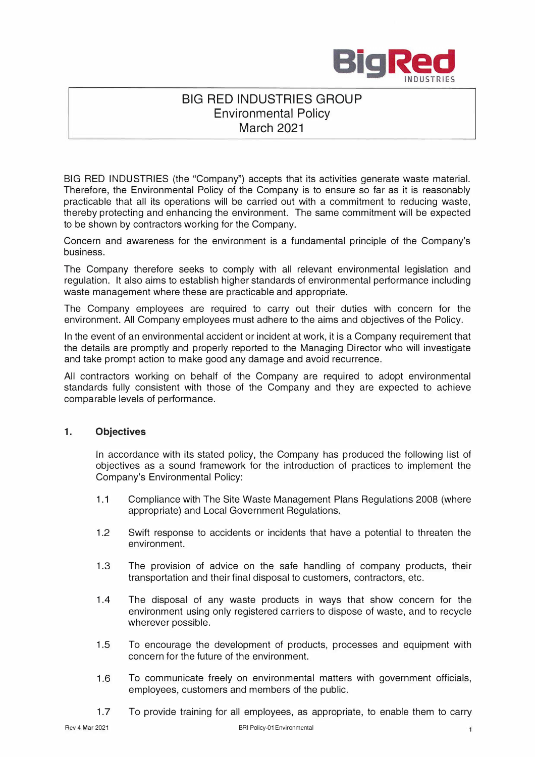# BIG RED INDUSTRIES GROUP
## Environmental Policy
## March 2021

BIG RED INDUSTRIES (the "Company") accepts that its activities generate waste material. Therefore, the Environmental Policy of the Company is to ensure so far as it is reasonably practicable that all its operations will be carried out with a commitment to reducing waste, thereby protecting and enhancing the environment. The same commitment will be expected to be shown by contractors working for the Company.

Concern and awareness for the environment is a fundamental principle of the Company's business.

The Company therefore seeks to comply with all relevant environmental legislation and regulation. It also aims to establish higher standards of environmental performance including waste management where these are practicable and appropriate.

The Company employees are required to carry out their duties with concern for the environment. All Company employees must adhere to the aims and objectives of the Policy.

In the event of an environmental accident or incident at work, it is a Company requirement that the details are promptly and properly reported to the Managing Director who will investigate and take prompt action to make good any damage and avoid recurrence.

All contractors working on behalf of the Company are required to adopt environmental standards fully consistent with those of the Company and they are expected to achieve comparable levels of performance.

## 1. Objectives

In accordance with its stated policy, the Company has produced the following list of objectives as a sound framework for the introduction of practices to implement the Company's Environmental Policy:

1.1 Compliance with The Site Waste Management Plans Regulations 2008 (where appropriate) and Local Government Regulations.

1.2 Swift response to accidents or incidents that have a potential to threaten the environment.

1.3 The provision of advice on the safe handling of company products, their transportation and their final disposal to customers, contractors, etc.

1.4 The disposal of any waste products in ways that show concern for the environment using only registered carriers to dispose of waste, and to recycle wherever possible.

1.5 To encourage the development of products, processes and equipment with concern for the future of the environment.

1.6 To communicate freely on environmental matters with government officials, employees, customers and members of the public.

1.7 To provide training for all employees, as appropriate, to enable them to carry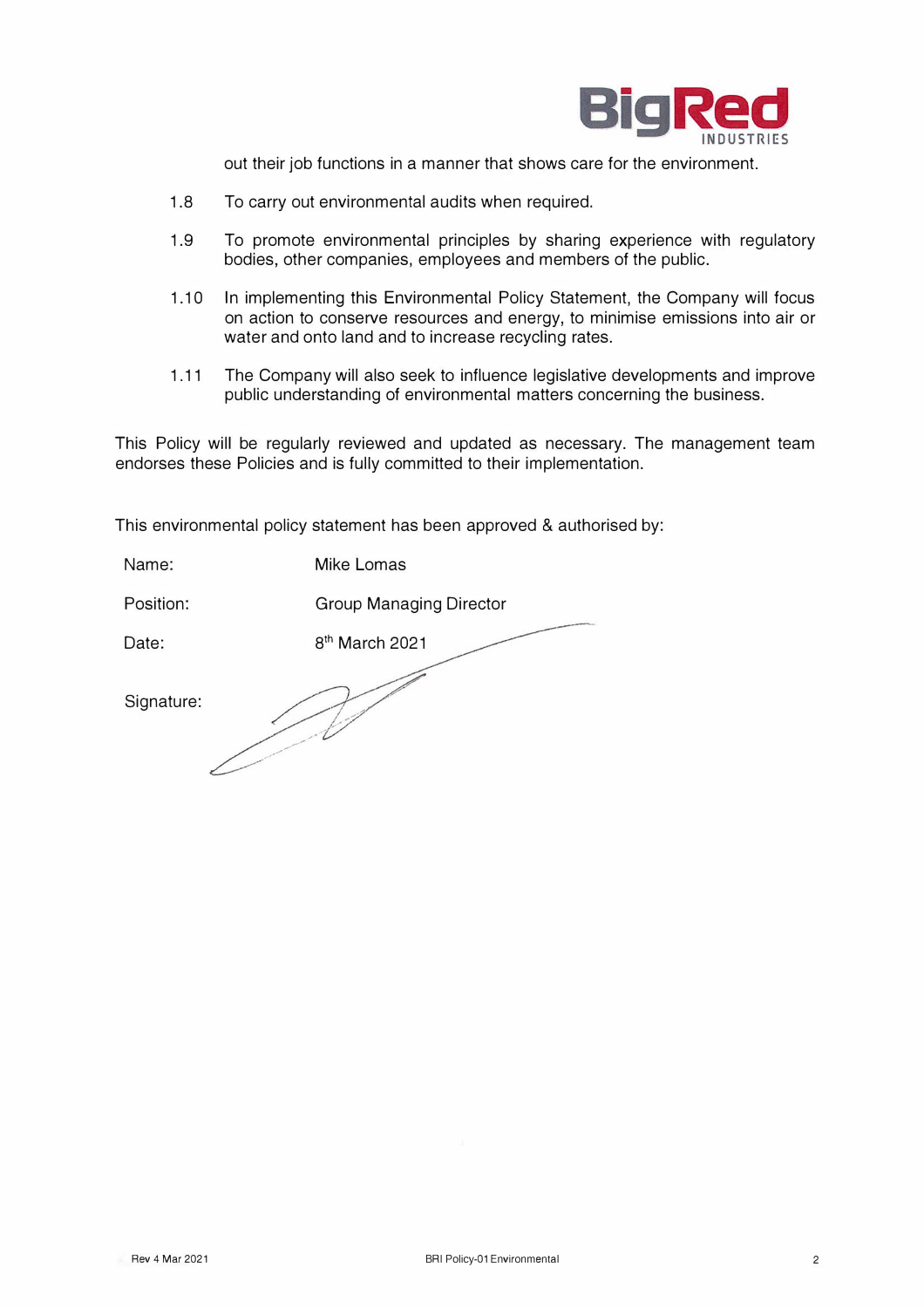out their job functions in a manner that shows care for the environment.

1.8 To carry out environmental audits when required.

1.9 To promote environmental principles by sharing experience with regulatory bodies, other companies, employees and members of the public.

1.10 In implementing this Environmental Policy Statement, the Company will focus on action to conserve resources and energy, to minimise emissions into air or water and onto land and to increase recycling rates.

1.11 The Company will also seek to influence legislative developments and improve public understanding of environmental matters concerning the business.

This Policy will be regularly reviewed and updated as necessary. The management team endorses these Policies and is fully committed to their implementation.

This environmental policy statement has been approved & authorised by:

| | |
|---|---|
| Name: | Mike Lomas |
| Position: | Group Managing Director |
| Date: | 8th March 2021 |
| Signature: | |